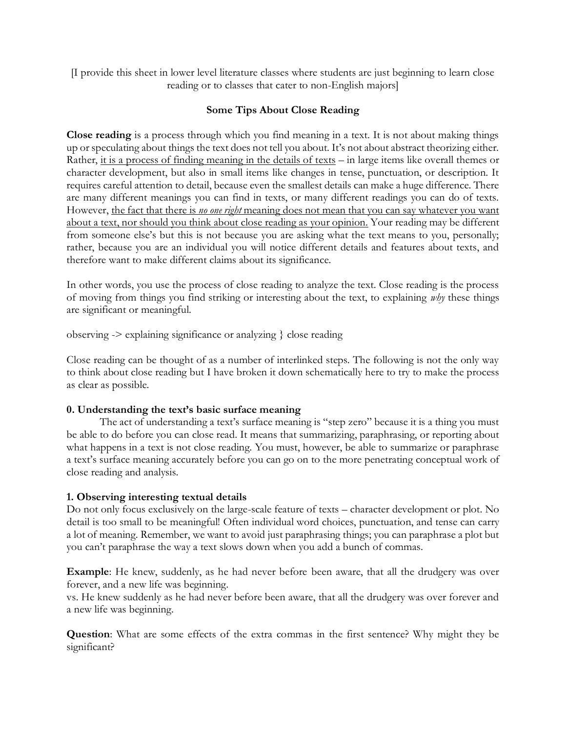[I provide this sheet in lower level literature classes where students are just beginning to learn close reading or to classes that cater to non-English majors]

## Some Tips About Close Reading

**Close reading** is a process through which you find meaning in a text. It is not about making things up or speculating about things the text does not tell you about. It's not about abstract theorizing either. Rather, <u>it is a process of finding meaning in the details of texts</u> – in large items like overall themes or character development, but also in small items like changes in tense, punctuation, or description. It requires careful attention to detail, because even the smallest details can make a huge difference. There are many different meanings you can find in texts, or many different readings you can do of texts. However, <u>the fact that there is *no one right* meaning does not mean that you can say whatever you want about a text, nor should you think about close reading as your opinion.</u> Your reading may be different from someone else's but this is not because you are asking what the text means to you, personally; rather, because you are an individual you will notice different details and features about texts, and therefore want to make different claims about its significance.

In other words, you use the process of close reading to analyze the text. Close reading is the process of moving from things you find striking or interesting about the text, to explaining *why* these things are significant or meaningful.

observing -> explaining significance or analyzing } close reading

Close reading can be thought of as a number of interlinked steps. The following is not the only way to think about close reading but I have broken it down schematically here to try to make the process as clear as possible.

### 0. Understanding the text's basic surface meaning

The act of understanding a text's surface meaning is "step zero" because it is a thing you must be able to do before you can close read. It means that summarizing, paraphrasing, or reporting about what happens in a text is not close reading. You must, however, be able to summarize or paraphrase a text's surface meaning accurately before you can go on to the more penetrating conceptual work of close reading and analysis.

### 1. Observing interesting textual details

Do not only focus exclusively on the large-scale feature of texts – character development or plot. No detail is too small to be meaningful! Often individual word choices, punctuation, and tense can carry a lot of meaning. Remember, we want to avoid just paraphrasing things; you can paraphrase a plot but you can't paraphrase the way a text slows down when you add a bunch of commas.

**Example**: He knew, suddenly, as he had never before been aware, that all the drudgery was over forever, and a new life was beginning.
vs. He knew suddenly as he had never before been aware, that all the drudgery was over forever and a new life was beginning.

**Question**: What are some effects of the extra commas in the first sentence? Why might they be significant?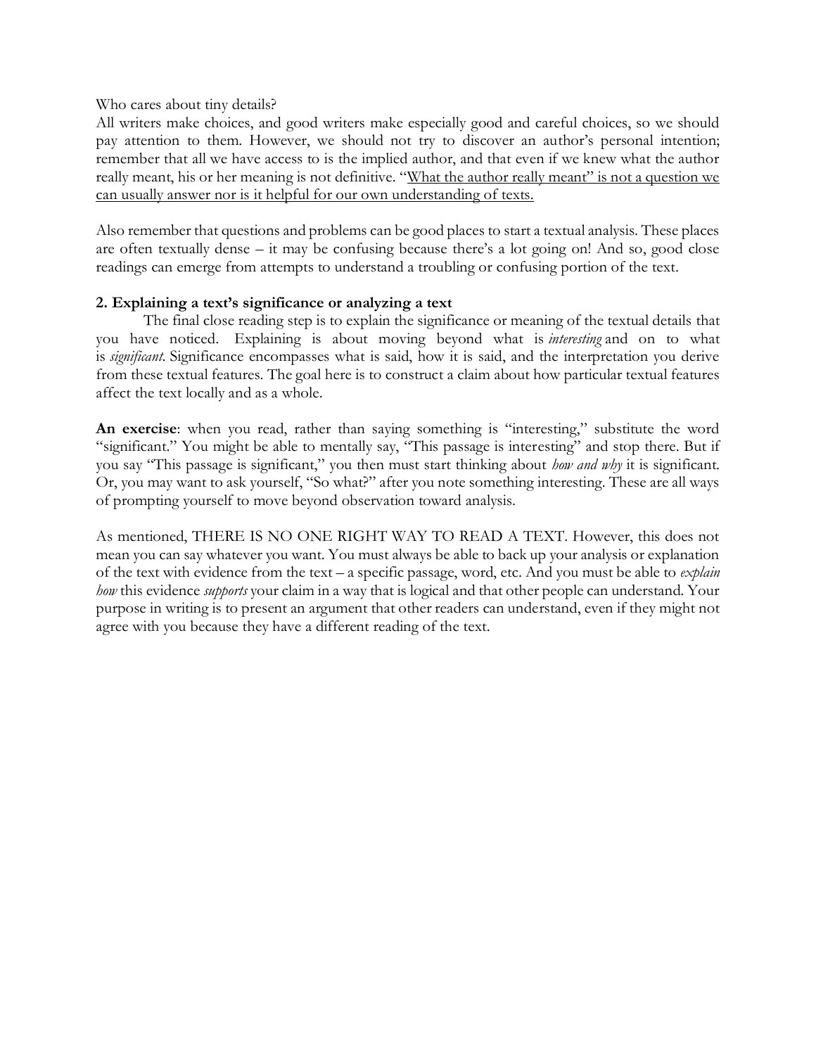Who cares about tiny details?

All writers make choices, and good writers make especially good and careful choices, so we should pay attention to them. However, we should not try to discover an author's personal intention; remember that all we have access to is the implied author, and that even if we knew what the author really meant, his or her meaning is not definitive. "<u>What the author really meant" is not a question we can usually answer nor is it helpful for our own understanding of texts.</u>

Also remember that questions and problems can be good places to start a textual analysis. These places are often textually dense – it may be confusing because there's a lot going on! And so, good close readings can emerge from attempts to understand a troubling or confusing portion of the text.

**2. Explaining a text's significance or analyzing a text**

The final close reading step is to explain the significance or meaning of the textual details that you have noticed. Explaining is about moving beyond what is *interesting* and on to what is *significant*. Significance encompasses what is said, how it is said, and the interpretation you derive from these textual features. The goal here is to construct a claim about how particular textual features affect the text locally and as a whole.

**An exercise**: when you read, rather than saying something is "interesting," substitute the word "significant." You might be able to mentally say, "This passage is interesting" and stop there. But if you say "This passage is significant," you then must start thinking about *how and why* it is significant. Or, you may want to ask yourself, "So what?" after you note something interesting. These are all ways of prompting yourself to move beyond observation toward analysis.

As mentioned, THERE IS NO ONE RIGHT WAY TO READ A TEXT. However, this does not mean you can say whatever you want. You must always be able to back up your analysis or explanation of the text with evidence from the text – a specific passage, word, etc. And you must be able to *explain how* this evidence *supports* your claim in a way that is logical and that other people can understand. Your purpose in writing is to present an argument that other readers can understand, even if they might not agree with you because they have a different reading of the text.